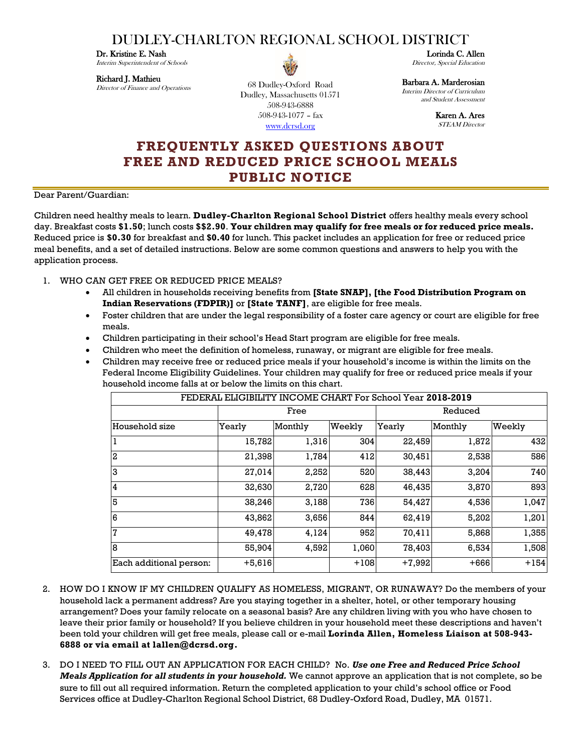# DUDLEY-CHARLTON REGIONAL SCHOOL DISTRICT

**Dr. Kristine E. Nash**
*Interim Superintendent of Schools*

**Richard J. Mathieu**
*Director of Finance and Operations*

68 Dudley-Oxford Road
Dudley, Massachusetts 01571
508-943-6888
508-943-1077 – fax
www.dcrsd.org

**Lorinda C. Allen**
*Director, Special Education*

**Barbara A. Marderosian**
*Interim Director of Curriculum and Student Assessment*

**Karen A. Ares**
*STEAM Director*

## FREQUENTLY ASKED QUESTIONS ABOUT FREE AND REDUCED PRICE SCHOOL MEALS PUBLIC NOTICE

Dear Parent/Guardian:

Children need healthy meals to learn. **Dudley-Charlton Regional School District** offers healthy meals every school day. Breakfast costs **$1.50**; lunch costs **$$2.90**. **Your children may qualify for free meals or for reduced price meals.** Reduced price is **$0.30** for breakfast and **$0.40** for lunch. This packet includes an application for free or reduced price meal benefits, and a set of detailed instructions. Below are some common questions and answers to help you with the application process.

1. WHO CAN GET FREE OR REDUCED PRICE MEALS?
   - All children in households receiving benefits from **[State SNAP], [the Food Distribution Program on Indian Reservations (FDPIR)]** or **[State TANF]**, are eligible for free meals.
   - Foster children that are under the legal responsibility of a foster care agency or court are eligible for free meals.
   - Children participating in their school's Head Start program are eligible for free meals.
   - Children who meet the definition of homeless, runaway, or migrant are eligible for free meals.
   - Children may receive free or reduced price meals if your household's income is within the limits on the Federal Income Eligibility Guidelines. Your children may qualify for free or reduced price meals if your household income falls at or below the limits on this chart.

| FEDERAL ELIGIBILITY INCOME CHART For School Year **2018-2019** | | | | | | |
|---|---|---|---|---|---|---|
| | Free | | | Reduced | | |
| Household size | Yearly | Monthly | Weekly | Yearly | Monthly | Weekly |
| 1 | 15,782 | 1,316 | 304 | 22,459 | 1,872 | 432 |
| 2 | 21,398 | 1,784 | 412 | 30,451 | 2,538 | 586 |
| 3 | 27,014 | 2,252 | 520 | 38,443 | 3,204 | 740 |
| 4 | 32,630 | 2,720 | 628 | 46,435 | 3,870 | 893 |
| 5 | 38,246 | 3,188 | 736 | 54,427 | 4,536 | 1,047 |
| 6 | 43,862 | 3,656 | 844 | 62,419 | 5,202 | 1,201 |
| 7 | 49,478 | 4,124 | 952 | 70,411 | 5,868 | 1,355 |
| 8 | 55,904 | 4,592 | 1,060 | 78,403 | 6,534 | 1,508 |
| Each additional person: | +5,616 | | +108 | +7,992 | +666 | +154 |

2. HOW DO I KNOW IF MY CHILDREN QUALIFY AS HOMELESS, MIGRANT, OR RUNAWAY? Do the members of your household lack a permanent address? Are you staying together in a shelter, hotel, or other temporary housing arrangement? Does your family relocate on a seasonal basis? Are any children living with you who have chosen to leave their prior family or household? If you believe children in your household meet these descriptions and haven't been told your children will get free meals, please call or e-mail **Lorinda Allen, Homeless Liaison at 508-943-6888 or via email at lallen@dcrsd.org.**

3. DO I NEED TO FILL OUT AN APPLICATION FOR EACH CHILD? No. ***Use one Free and Reduced Price School Meals Application for all students in your household.*** We cannot approve an application that is not complete, so be sure to fill out all required information. Return the completed application to your child's school office or Food Services office at Dudley-Charlton Regional School District, 68 Dudley-Oxford Road, Dudley, MA 01571.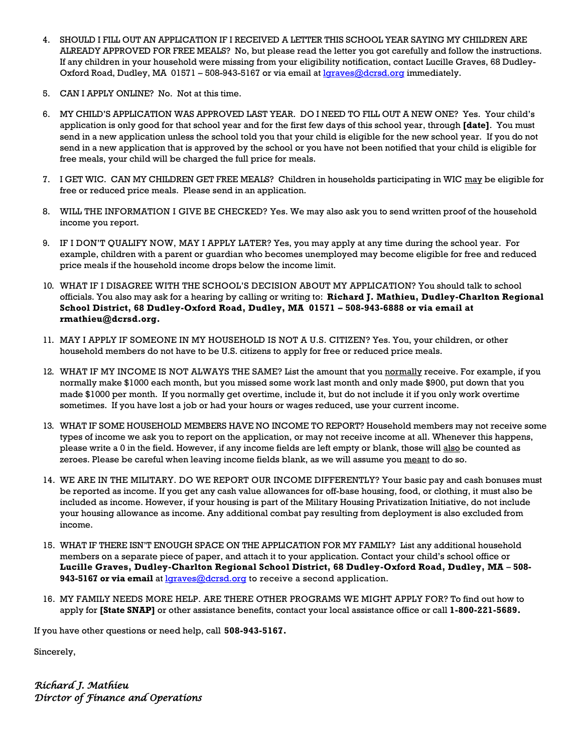4. SHOULD I FILL OUT AN APPLICATION IF I RECEIVED A LETTER THIS SCHOOL YEAR SAYING MY CHILDREN ARE ALREADY APPROVED FOR FREE MEALS? No, but please read the letter you got carefully and follow the instructions. If any children in your household were missing from your eligibility notification, contact Lucille Graves, 68 Dudley-Oxford Road, Dudley, MA 01571 – 508-943-5167 or via email at lgraves@dcrsd.org immediately.

5. CAN I APPLY ONLINE? No. Not at this time.

6. MY CHILD'S APPLICATION WAS APPROVED LAST YEAR. DO I NEED TO FILL OUT A NEW ONE? Yes. Your child's application is only good for that school year and for the first few days of this school year, through **[date]**. You must send in a new application unless the school told you that your child is eligible for the new school year. If you do not send in a new application that is approved by the school or you have not been notified that your child is eligible for free meals, your child will be charged the full price for meals.

7. I GET WIC. CAN MY CHILDREN GET FREE MEALS? Children in households participating in WIC may be eligible for free or reduced price meals. Please send in an application.

8. WILL THE INFORMATION I GIVE BE CHECKED? Yes. We may also ask you to send written proof of the household income you report.

9. IF I DON'T QUALIFY NOW, MAY I APPLY LATER? Yes, you may apply at any time during the school year. For example, children with a parent or guardian who becomes unemployed may become eligible for free and reduced price meals if the household income drops below the income limit.

10. WHAT IF I DISAGREE WITH THE SCHOOL'S DECISION ABOUT MY APPLICATION? You should talk to school officials. You also may ask for a hearing by calling or writing to: **Richard J. Mathieu, Dudley-Charlton Regional School District, 68 Dudley-Oxford Road, Dudley, MA 01571 – 508-943-6888 or via email at rmathieu@dcrsd.org.**

11. MAY I APPLY IF SOMEONE IN MY HOUSEHOLD IS NOT A U.S. CITIZEN? Yes. You, your children, or other household members do not have to be U.S. citizens to apply for free or reduced price meals.

12. WHAT IF MY INCOME IS NOT ALWAYS THE SAME? List the amount that you normally receive. For example, if you normally make $1000 each month, but you missed some work last month and only made $900, put down that you made $1000 per month. If you normally get overtime, include it, but do not include it if you only work overtime sometimes. If you have lost a job or had your hours or wages reduced, use your current income.

13. WHAT IF SOME HOUSEHOLD MEMBERS HAVE NO INCOME TO REPORT? Household members may not receive some types of income we ask you to report on the application, or may not receive income at all. Whenever this happens, please write a 0 in the field. However, if any income fields are left empty or blank, those will also be counted as zeroes. Please be careful when leaving income fields blank, as we will assume you meant to do so.

14. WE ARE IN THE MILITARY. DO WE REPORT OUR INCOME DIFFERENTLY? Your basic pay and cash bonuses must be reported as income. If you get any cash value allowances for off-base housing, food, or clothing, it must also be included as income. However, if your housing is part of the Military Housing Privatization Initiative, do not include your housing allowance as income. Any additional combat pay resulting from deployment is also excluded from income.

15. WHAT IF THERE ISN'T ENOUGH SPACE ON THE APPLICATION FOR MY FAMILY? List any additional household members on a separate piece of paper, and attach it to your application. Contact your child's school office or **Lucille Graves, Dudley-Charlton Regional School District, 68 Dudley-Oxford Road, Dudley, MA – 508-943-5167 or via email** at lgraves@dcrsd.org to receive a second application.

16. MY FAMILY NEEDS MORE HELP. ARE THERE OTHER PROGRAMS WE MIGHT APPLY FOR? To find out how to apply for **[State SNAP]** or other assistance benefits, contact your local assistance office or call **1-800-221-5689.**

If you have other questions or need help, call **508-943-5167.**

Sincerely,

*Richard J. Mathieu*
*Dirctor of Finance and Operations*